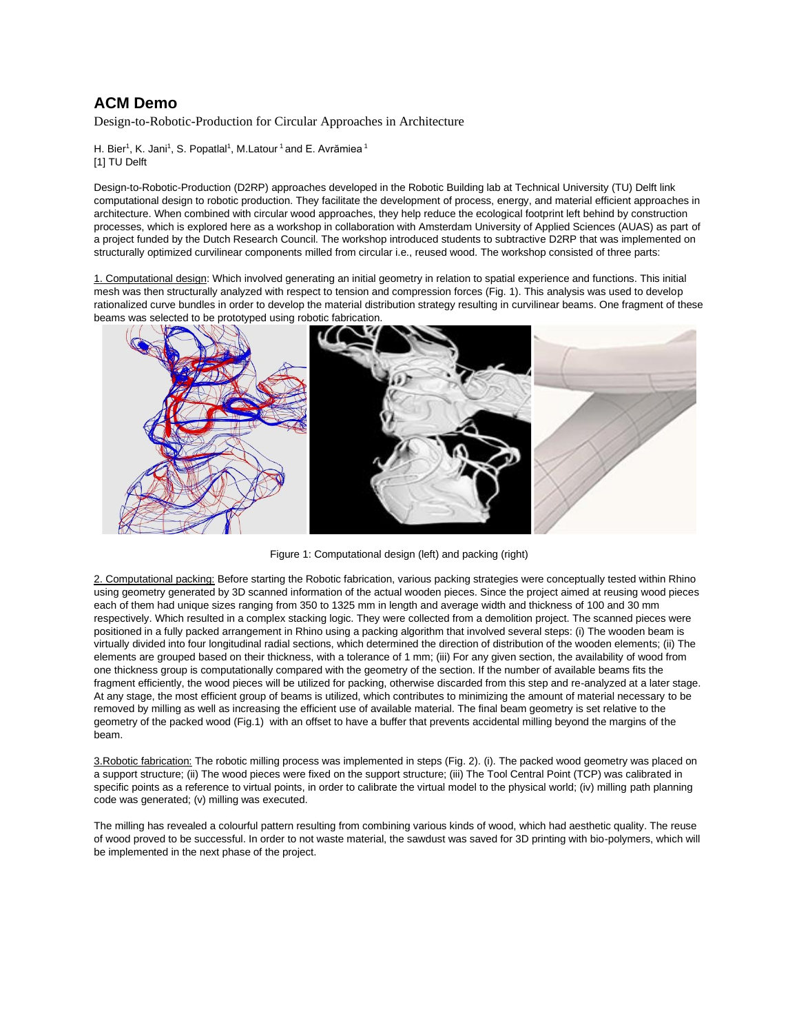# ACM Demo

Design-to-Robotic-Production for Circular Approaches in Architecture

H. Bier[1], K. Jani[1], S. Popatlal[1], M.Latour[1] and E. Avrămiea[1]
[1] TU Delft

Design-to-Robotic-Production (D2RP) approaches developed in the Robotic Building lab at Technical University (TU) Delft link computational design to robotic production. They facilitate the development of process, energy, and material efficient approaches in architecture. When combined with circular wood approaches, they help reduce the ecological footprint left behind by construction processes, which is explored here as a workshop in collaboration with Amsterdam University of Applied Sciences (AUAS) as part of a project funded by the Dutch Research Council. The workshop introduced students to subtractive D2RP that was implemented on structurally optimized curvilinear components milled from circular i.e., reused wood. The workshop consisted of three parts:

<u>1. Computational design</u>: Which involved generating an initial geometry in relation to spatial experience and functions. This initial mesh was then structurally analyzed with respect to tension and compression forces (Fig. 1). This analysis was used to develop rationalized curve bundles in order to develop the material distribution strategy resulting in curvilinear beams. One fragment of these beams was selected to be prototyped using robotic fabrication.

Figure 1: Computational design (left) and packing (right)

<u>2. Computational packing:</u> Before starting the Robotic fabrication, various packing strategies were conceptually tested within Rhino using geometry generated by 3D scanned information of the actual wooden pieces. Since the project aimed at reusing wood pieces each of them had unique sizes ranging from 350 to 1325 mm in length and average width and thickness of 100 and 30 mm respectively. Which resulted in a complex stacking logic. They were collected from a demolition project. The scanned pieces were positioned in a fully packed arrangement in Rhino using a packing algorithm that involved several steps: (i) The wooden beam is virtually divided into four longitudinal radial sections, which determined the direction of distribution of the wooden elements; (ii) The elements are grouped based on their thickness, with a tolerance of 1 mm; (iii) For any given section, the availability of wood from one thickness group is computationally compared with the geometry of the section. If the number of available beams fits the fragment efficiently, the wood pieces will be utilized for packing, otherwise discarded from this step and re-analyzed at a later stage. At any stage, the most efficient group of beams is utilized, which contributes to minimizing the amount of material necessary to be removed by milling as well as increasing the efficient use of available material. The final beam geometry is set relative to the geometry of the packed wood (Fig.1) with an offset to have a buffer that prevents accidental milling beyond the margins of the beam.

<u>3.Robotic fabrication:</u> The robotic milling process was implemented in steps (Fig. 2). (i). The packed wood geometry was placed on a support structure; (ii) The wood pieces were fixed on the support structure; (iii) The Tool Central Point (TCP) was calibrated in specific points as a reference to virtual points, in order to calibrate the virtual model to the physical world; (iv) milling path planning code was generated; (v) milling was executed.

The milling has revealed a colourful pattern resulting from combining various kinds of wood, which had aesthetic quality. The reuse of wood proved to be successful. In order to not waste material, the sawdust was saved for 3D printing with bio-polymers, which will be implemented in the next phase of the project.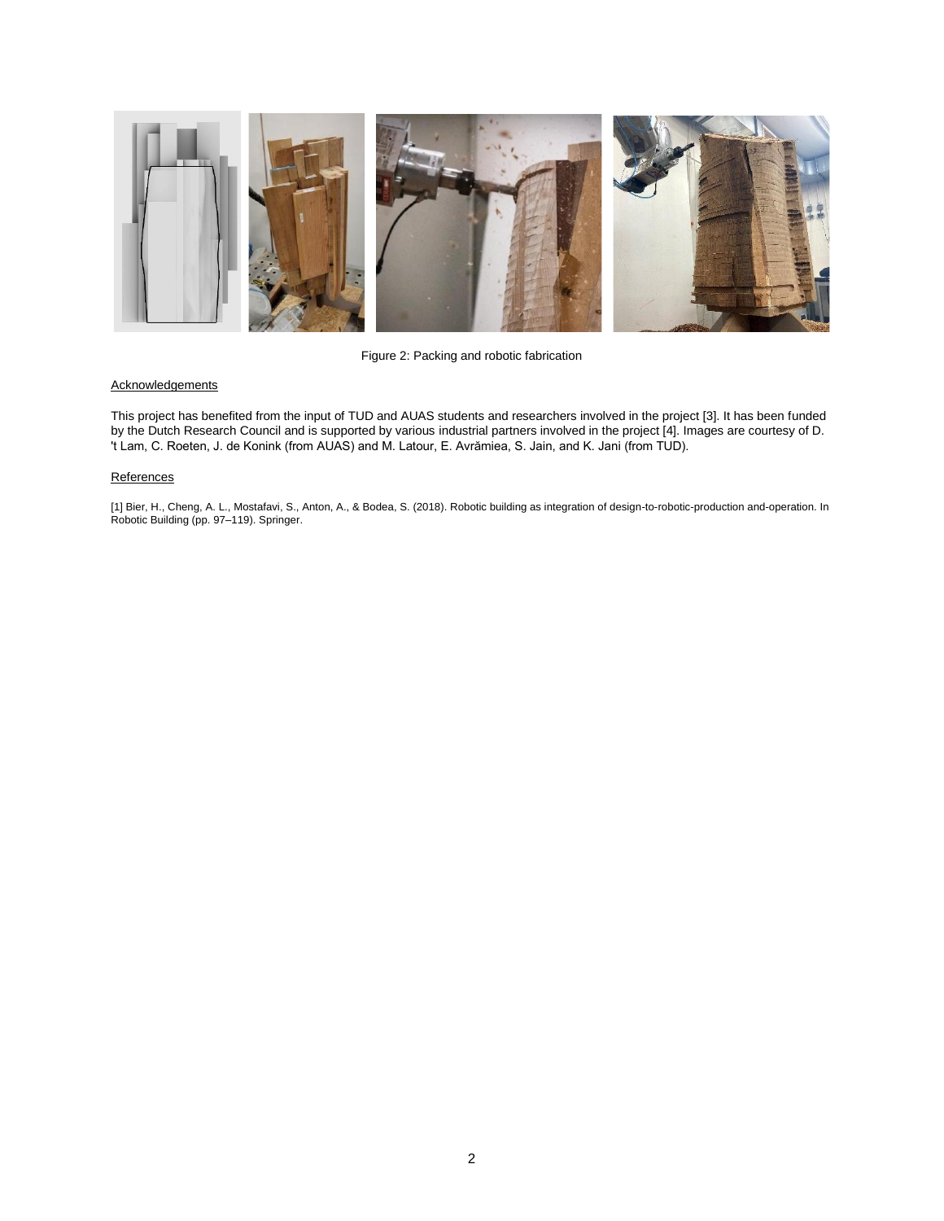Figure 2: Packing and robotic fabrication

<u>Acknowledgements</u>

This project has benefited from the input of TUD and AUAS students and researchers involved in the project [3]. It has been funded by the Dutch Research Council and is supported by various industrial partners involved in the project [4]. Images are courtesy of D. 't Lam, C. Roeten, J. de Konink (from AUAS) and M. Latour, E. Avrămiea, S. Jain, and K. Jani (from TUD).

<u>References</u>

[1] Bier, H., Cheng, A. L., Mostafavi, S., Anton, A., & Bodea, S. (2018). Robotic building as integration of design-to-robotic-production and-operation. In Robotic Building (pp. 97–119). Springer.